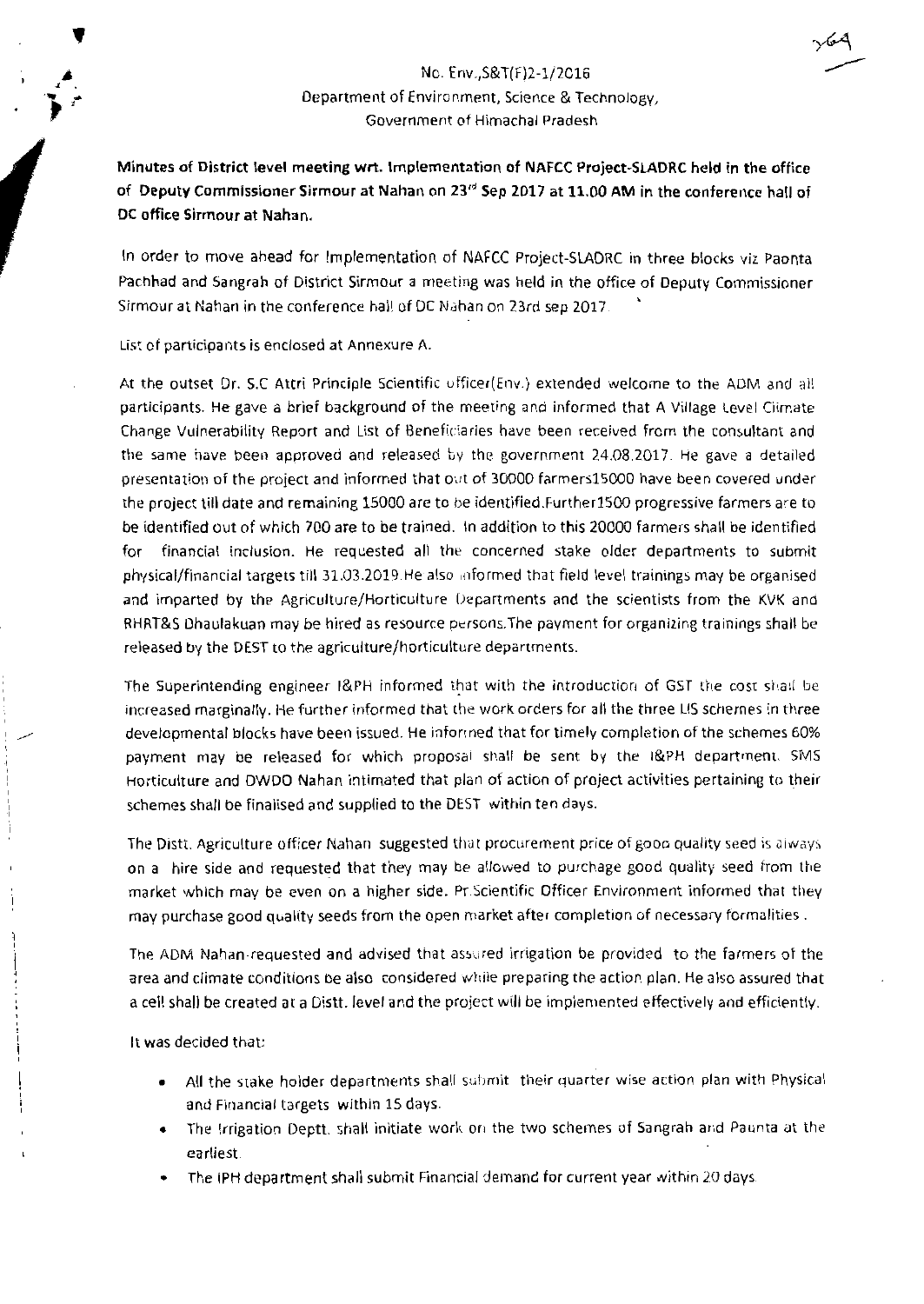No. Env.,S&T(F)2-1/2016
Department of Environment, Science & Technology,
Government of Himachal Pradesh

**Minutes of District level meeting wrt. Implementation of NAFCC Project-SLADRC held in the office of Deputy Commissioner Sirmour at Nahan on 23rd Sep 2017 at 11.00 AM in the conference hall of DC office Sirmour at Nahan.**

In order to move ahead for Implementation of NAFCC Project-SLADRC in three blocks viz Paonta Pachhad and Sangrah of District Sirmour a meeting was held in the office of Deputy Commissioner Sirmour at Nahan in the conference hall of DC Nahan on 23rd sep 2017.

List of participants is enclosed at Annexure A.

At the outset Dr. S.C Attri Principle Scientific officer(Env.) extended welcome to the ADM and all participants. He gave a brief background of the meeting and informed that A Village Level Climate Change Vulnerability Report and List of Beneficiaries have been received from the consultant and the same have been approved and released by the government 24.08.2017. He gave a detailed presentation of the project and informed that out of 30000 farmers15000 have been covered under the project till date and remaining 15000 are to be identified.Further1500 progressive farmers are to be identified out of which 700 are to be trained. In addition to this 20000 farmers shall be identified for financial inclusion. He requested all the concerned stake older departments to submit physical/financial targets till 31.03.2019.He also informed that field level trainings may be organised and imparted by the Agriculture/Horticulture Departments and the scientists from the KVK and RHRT&S Dhaulakuan may be hired as resource persons.The payment for organizing trainings shall be released by the DEST to the agriculture/horticulture departments.

The Superintending engineer I&PH informed that with the introduction of GST the cost shall be increased marginally. He further informed that the work orders for all the three LIS schemes in three developmental blocks have been issued. He informed that for timely completion of the schemes 60% payment may be released for which proposal shall be sent by the I&PH department. SMS Horticulture and DWDO Nahan intimated that plan of action of project activities pertaining to their schemes shall be finalised and supplied to the DEST within ten days.

The Distt. Agriculture officer Nahan suggested that procurement price of good quality seed is always on a hire side and requested that they may be allowed to purchage good quality seed from the market which may be even on a higher side. Pr.Scientific Officer Environment informed that they may purchase good quality seeds from the open market after completion of necessary formalities .

The ADM Nahan requested and advised that assured irrigation be provided to the farmers of the area and climate conditions be also considered while preparing the action plan. He also assured that a cell shall be created at a Distt. level and the project will be implemented effectively and efficiently.

It was decided that:

- All the stake holder departments shall submit their quarter wise action plan with Physical and Financial targets within 15 days.
- The Irrigation Deptt. shall initiate work on the two schemes of Sangrah and Paunta at the earliest.
- The IPH department shall submit Financial demand for current year within 20 days.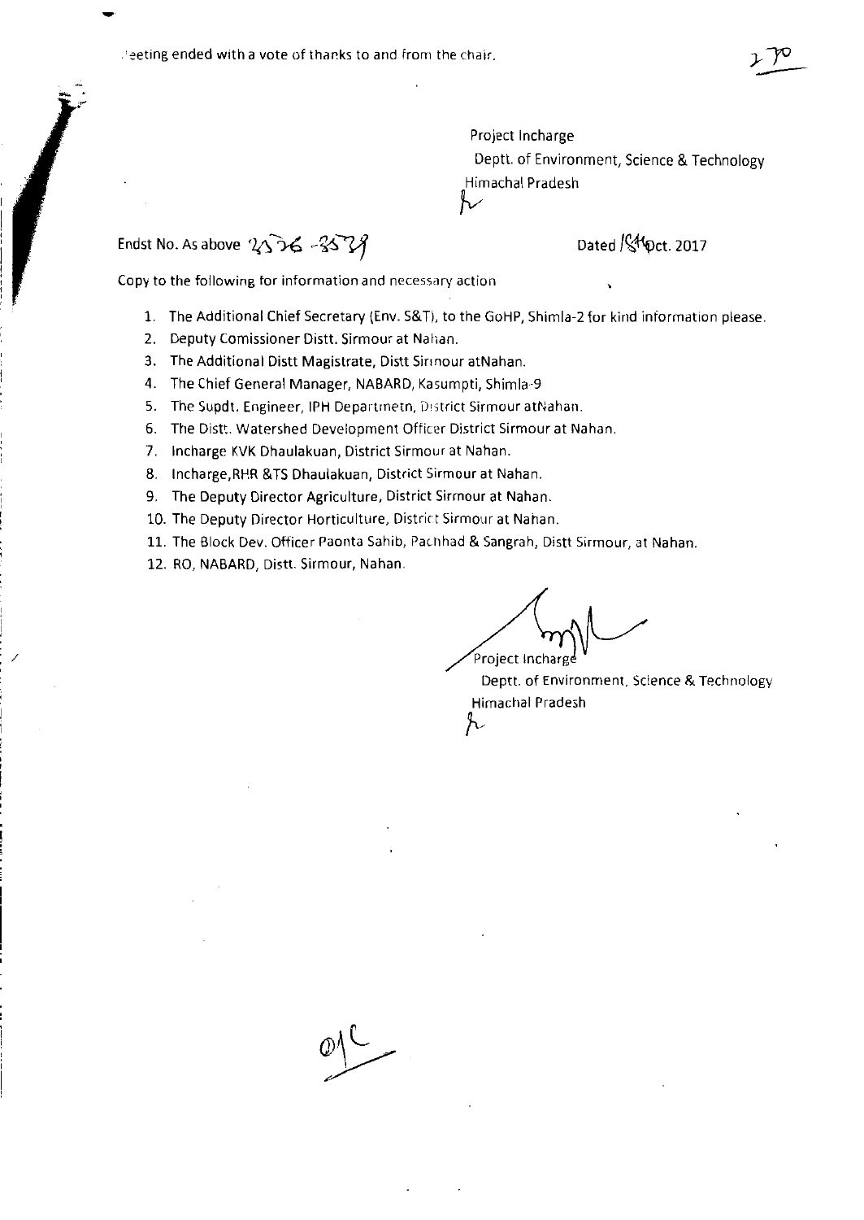Meeting ended with a vote of thanks to and from the chair.

Project Incharge
Deptt. of Environment, Science & Technology
Himachal Pradesh

Endst No. As above 2576 -2579

Dated 18th Oct. 2017

Copy to the following for information and necessary action

1. The Additional Chief Secretary (Env. S&T), to the GoHP, Shimla-2 for kind information please.
2. Deputy Comissioner Distt. Sirmour at Nahan.
3. The Additional Distt Magistrate, Distt Sirmour atNahan.
4. The Chief General Manager, NABARD, Kasumpti, Shimla-9
5. The Supdt. Engineer, IPH Departmetn, District Sirmour atNahan.
6. The Distt. Watershed Development Officer District Sirmour at Nahan.
7. Incharge KVK Dhaulakuan, District Sirmour at Nahan.
8. Incharge,RHR &TS Dhaulakuan, District Sirmour at Nahan.
9. The Deputy Director Agriculture, District Sirmour at Nahan.
10. The Deputy Director Horticulture, District Sirmour at Nahan.
11. The Block Dev. Officer Paonta Sahib, Pachhad & Sangrah, Distt Sirmour, at Nahan.
12. RO, NABARD, Distt. Sirmour, Nahan.

Project Incharge
Deptt. of Environment, Science & Technology
Himachal Pradesh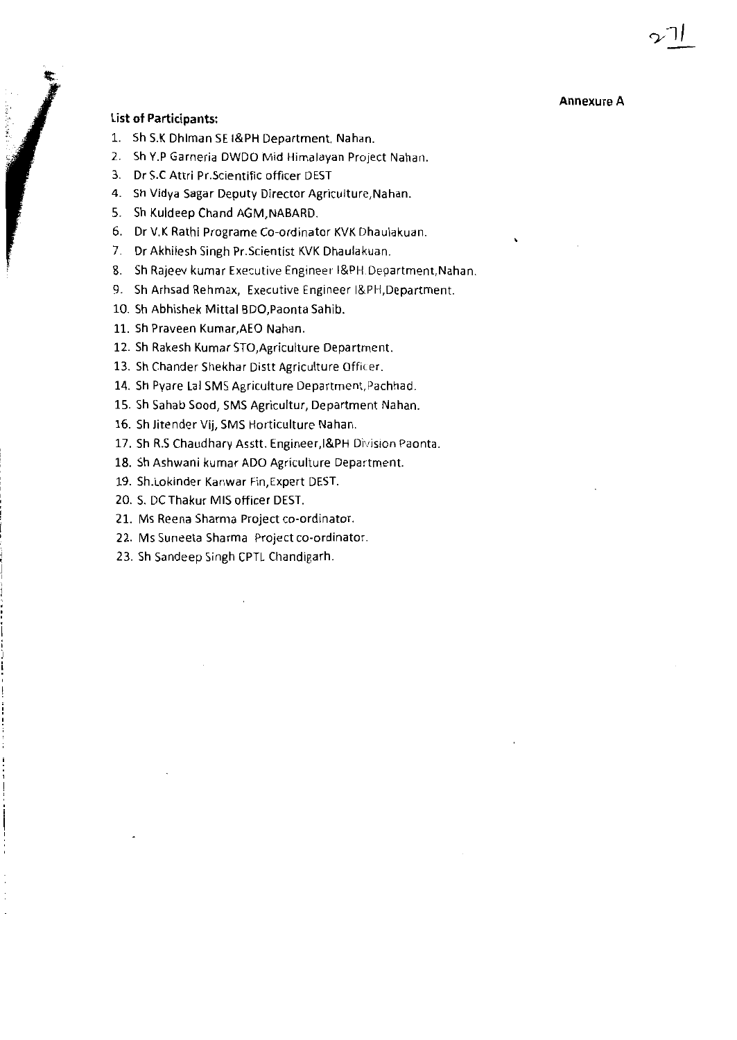Annexure A

**List of Participants:**

1. Sh S.K Dhiman SE I&PH Department, Nahan.
2. Sh Y.P Garneria DWDO Mid Himalayan Project Nahan.
3. Dr S.C Attri Pr.Scientific officer DEST
4. Sh Vidya Sagar Deputy Director Agriculture,Nahan.
5. Sh Kuldeep Chand AGM,NABARD.
6. Dr V.K Rathi Programe Co-ordinator KVK Dhaulakuan.
7. Dr Akhilesh Singh Pr.Scientist KVK Dhaulakuan.
8. Sh Rajeev kumar Executive Engineer I&PH Department,Nahan.
9. Sh Arhsad Rehmax, Executive Engineer I&PH,Department.
10. Sh Abhishek Mittal BDO,Paonta Sahib.
11. Sh Praveen Kumar,AEO Nahan.
12. Sh Rakesh Kumar STO,Agriculture Department.
13. Sh Chander Shekhar Distt Agriculture Officer.
14. Sh Pyare Lal SMS Agriculture Department,Pachhad.
15. Sh Sahab Sood, SMS Agricultur, Department Nahan.
16. Sh Jitender Vij, SMS Horticulture Nahan.
17. Sh R.S Chaudhary Asstt. Engineer,I&PH Division Paonta.
18. Sh Ashwani kumar ADO Agriculture Department.
19. Sh.Lokinder Kanwar Fin,Expert DEST.
20. S. DC Thakur MIS officer DEST.
21. Ms Reena Sharma Project co-ordinator.
22. Ms Suneeta Sharma Project co-ordinator.
23. Sh Sandeep Singh CPTL Chandigarh.